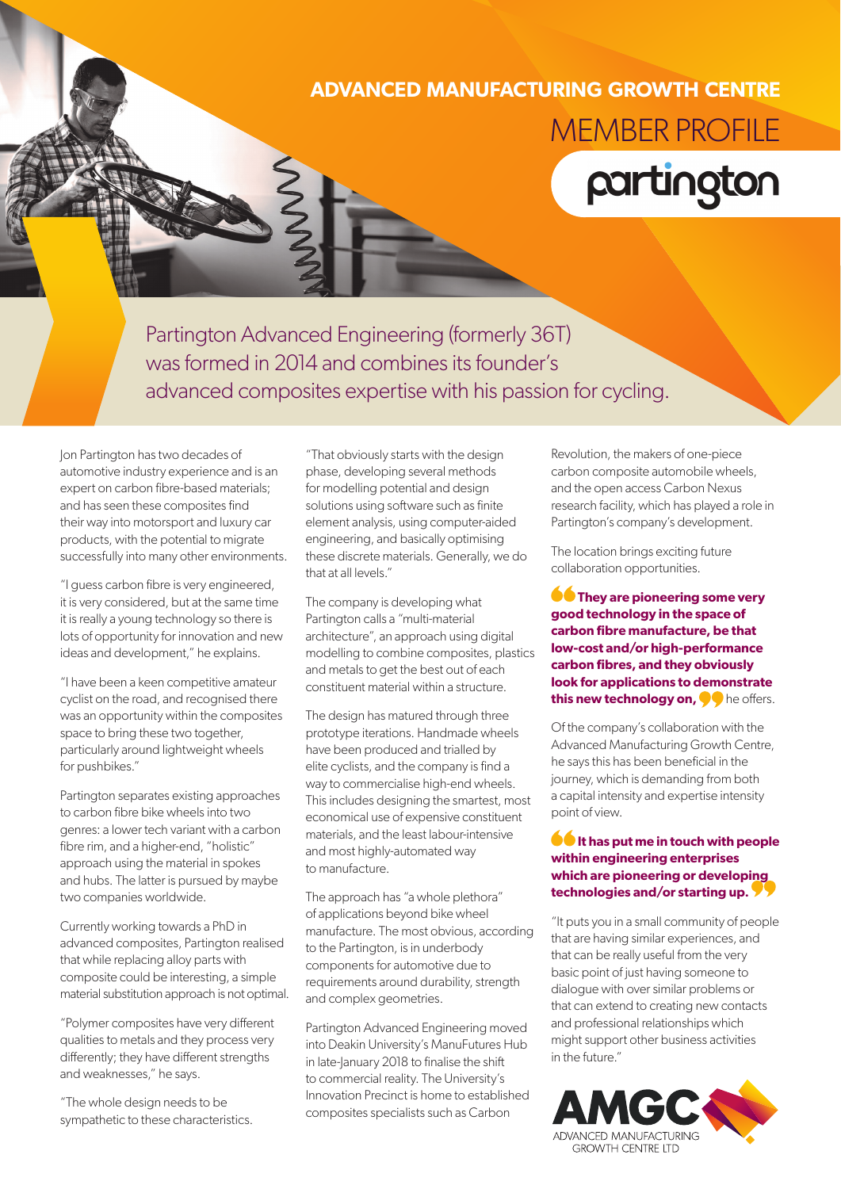# ADVANCED MANUFACTURING GROWTH CENTRE

## MEMBER PROFILE

**partington**

Partington Advanced Engineering (formerly 36T) was formed in 2014 and combines its founder's advanced composites expertise with his passion for cycling.

Jon Partington has two decades of automotive industry experience and is an expert on carbon fibre-based materials; and has seen these composites find their way into motorsport and luxury car products, with the potential to migrate successfully into many other environments.

"I guess carbon fibre is very engineered, it is very considered, but at the same time it is really a young technology so there is lots of opportunity for innovation and new ideas and development," he explains.

"I have been a keen competitive amateur cyclist on the road, and recognised there was an opportunity within the composites space to bring these two together, particularly around lightweight wheels for pushbikes."

Partington separates existing approaches to carbon fibre bike wheels into two genres: a lower tech variant with a carbon fibre rim, and a higher-end, "holistic" approach using the material in spokes and hubs. The latter is pursued by maybe two companies worldwide.

Currently working towards a PhD in advanced composites, Partington realised that while replacing alloy parts with composite could be interesting, a simple material substitution approach is not optimal.

"Polymer composites have very different qualities to metals and they process very differently; they have different strengths and weaknesses," he says.

"The whole design needs to be sympathetic to these characteristics.

"That obviously starts with the design phase, developing several methods for modelling potential and design solutions using software such as finite element analysis, using computer-aided engineering, and basically optimising these discrete materials. Generally, we do that at all levels."

The company is developing what Partington calls a "multi-material architecture", an approach using digital modelling to combine composites, plastics and metals to get the best out of each constituent material within a structure.

The design has matured through three prototype iterations. Handmade wheels have been produced and trialled by elite cyclists, and the company is find a way to commercialise high-end wheels. This includes designing the smartest, most economical use of expensive constituent materials, and the least labour-intensive and most highly-automated way to manufacture.

The approach has "a whole plethora" of applications beyond bike wheel manufacture. The most obvious, according to the Partington, is in underbody components for automotive due to requirements around durability, strength and complex geometries.

Partington Advanced Engineering moved into Deakin University's ManuFutures Hub in late-January 2018 to finalise the shift to commercial reality. The University's Innovation Precinct is home to established composites specialists such as Carbon Revolution, the makers of one-piece carbon composite automobile wheels, and the open access Carbon Nexus research facility, which has played a role in Partington's company's development.

The location brings exciting future collaboration opportunities.

**"They are pioneering some very good technology in the space of carbon fibre manufacture, be that low-cost and/or high-performance carbon fibres, and they obviously look for applications to demonstrate this new technology on,"** he offers.

Of the company's collaboration with the Advanced Manufacturing Growth Centre, he says this has been beneficial in the journey, which is demanding from both a capital intensity and expertise intensity point of view.

**"It has put me in touch with people within engineering enterprises which are pioneering or developing technologies and/or starting up.**

"It puts you in a small community of people that are having similar experiences, and that can be really useful from the very basic point of just having someone to dialogue with over similar problems or that can extend to creating new contacts and professional relationships which might support other business activities in the future."

AMGC ADVANCED MANUFACTURING GROWTH CENTRE LTD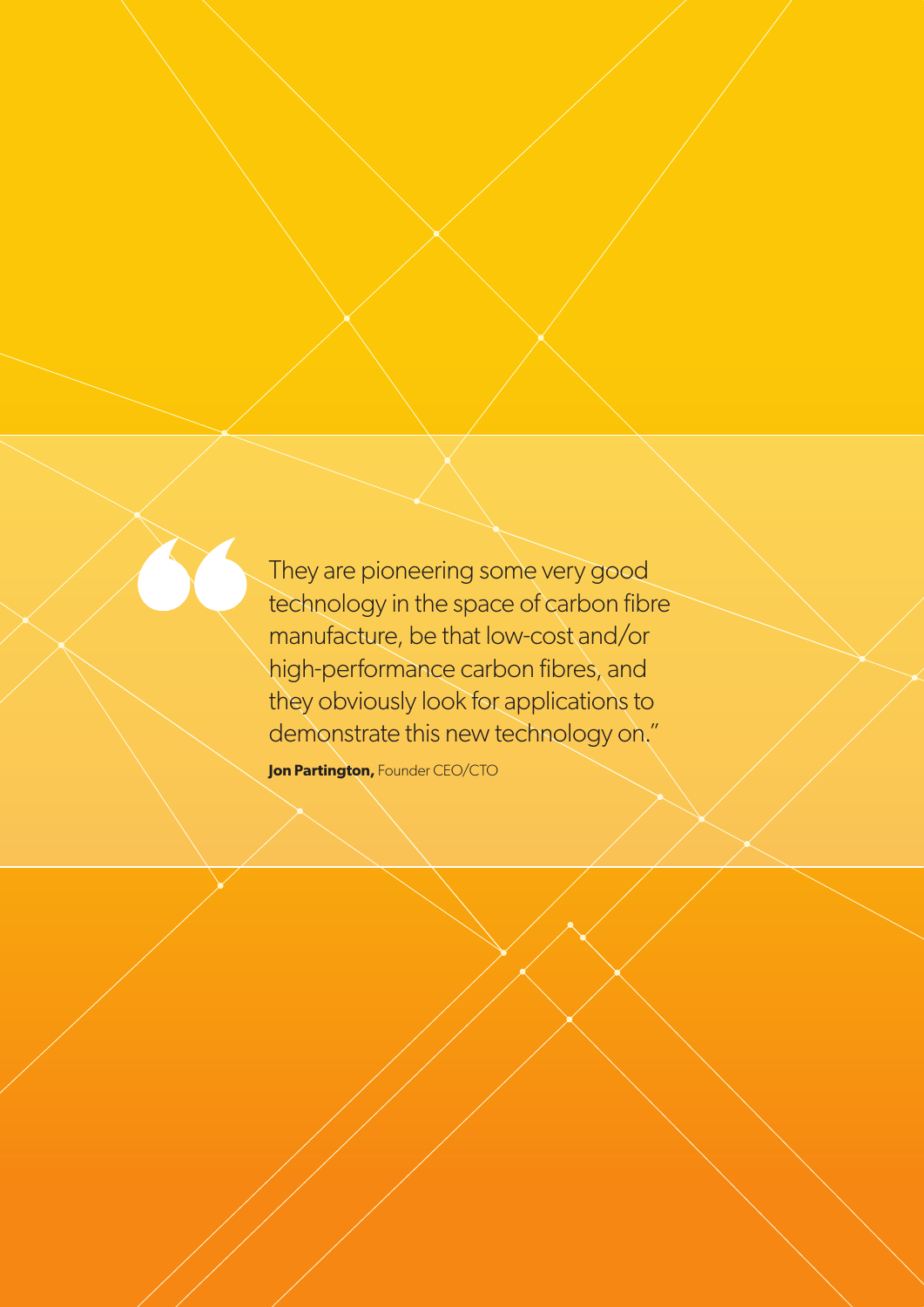> They are pioneering some very good technology in the space of carbon fibre manufacture, be that low-cost and/or high-performance carbon fibres, and they obviously look for applications to demonstrate this new technology on."

**Jon Partington,** Founder CEO/CTO